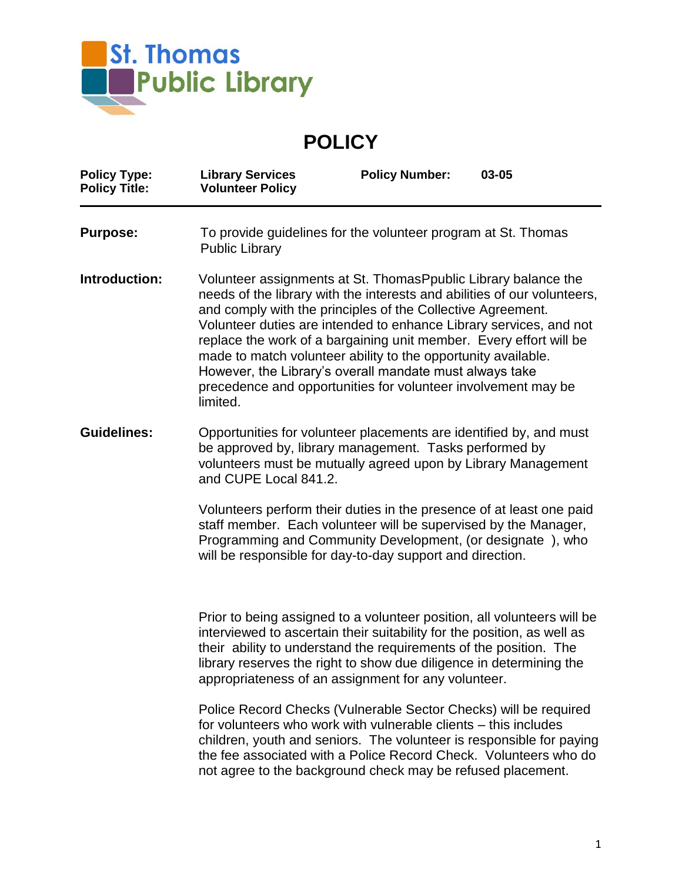St. Thomas Public Library

# POLICY

| | | | |
|---|---|---|---|
| **Policy Type:** | **Library Services** | **Policy Number:** | **03-05** |
| **Policy Title:** | **Volunteer Policy** | | |

**Purpose:** To provide guidelines for the volunteer program at St. Thomas Public Library

**Introduction:** Volunteer assignments at St. ThomasPpublic Library balance the needs of the library with the interests and abilities of our volunteers, and comply with the principles of the Collective Agreement. Volunteer duties are intended to enhance Library services, and not replace the work of a bargaining unit member. Every effort will be made to match volunteer ability to the opportunity available. However, the Library's overall mandate must always take precedence and opportunities for volunteer involvement may be limited.

**Guidelines:** Opportunities for volunteer placements are identified by, and must be approved by, library management. Tasks performed by volunteers must be mutually agreed upon by Library Management and CUPE Local 841.2.

Volunteers perform their duties in the presence of at least one paid staff member. Each volunteer will be supervised by the Manager, Programming and Community Development, (or designate ), who will be responsible for day-to-day support and direction.

Prior to being assigned to a volunteer position, all volunteers will be interviewed to ascertain their suitability for the position, as well as their ability to understand the requirements of the position. The library reserves the right to show due diligence in determining the appropriateness of an assignment for any volunteer.

Police Record Checks (Vulnerable Sector Checks) will be required for volunteers who work with vulnerable clients – this includes children, youth and seniors. The volunteer is responsible for paying the fee associated with a Police Record Check. Volunteers who do not agree to the background check may be refused placement.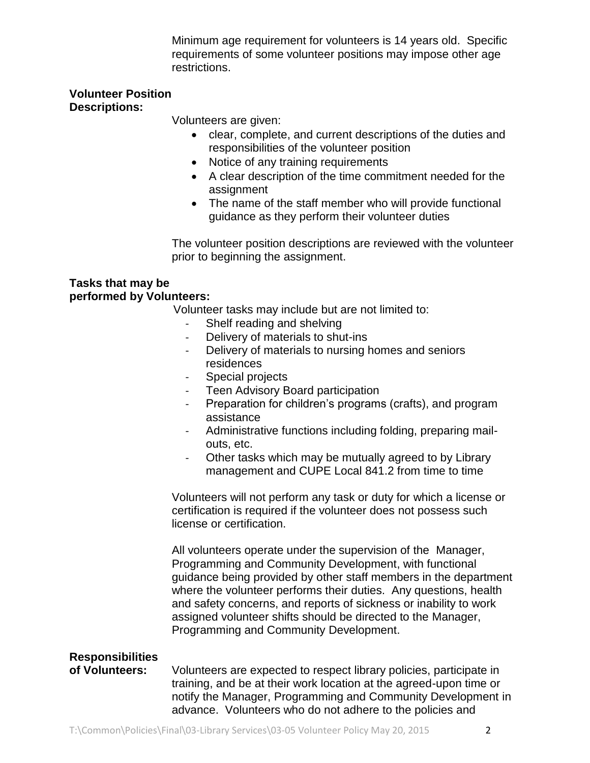Minimum age requirement for volunteers is 14 years old. Specific requirements of some volunteer positions may impose other age restrictions.

**Volunteer Position Descriptions:**

Volunteers are given:

- clear, complete, and current descriptions of the duties and responsibilities of the volunteer position
- Notice of any training requirements
- A clear description of the time commitment needed for the assignment
- The name of the staff member who will provide functional guidance as they perform their volunteer duties

The volunteer position descriptions are reviewed with the volunteer prior to beginning the assignment.

**Tasks that may be performed by Volunteers:**

Volunteer tasks may include but are not limited to:

- Shelf reading and shelving
- Delivery of materials to shut-ins
- Delivery of materials to nursing homes and seniors residences
- Special projects
- Teen Advisory Board participation
- Preparation for children's programs (crafts), and program assistance
- Administrative functions including folding, preparing mail-outs, etc.
- Other tasks which may be mutually agreed to by Library management and CUPE Local 841.2 from time to time

Volunteers will not perform any task or duty for which a license or certification is required if the volunteer does not possess such license or certification.

All volunteers operate under the supervision of the Manager, Programming and Community Development, with functional guidance being provided by other staff members in the department where the volunteer performs their duties. Any questions, health and safety concerns, and reports of sickness or inability to work assigned volunteer shifts should be directed to the Manager, Programming and Community Development.

**Responsibilities of Volunteers:**

Volunteers are expected to respect library policies, participate in training, and be at their work location at the agreed-upon time or notify the Manager, Programming and Community Development in advance. Volunteers who do not adhere to the policies and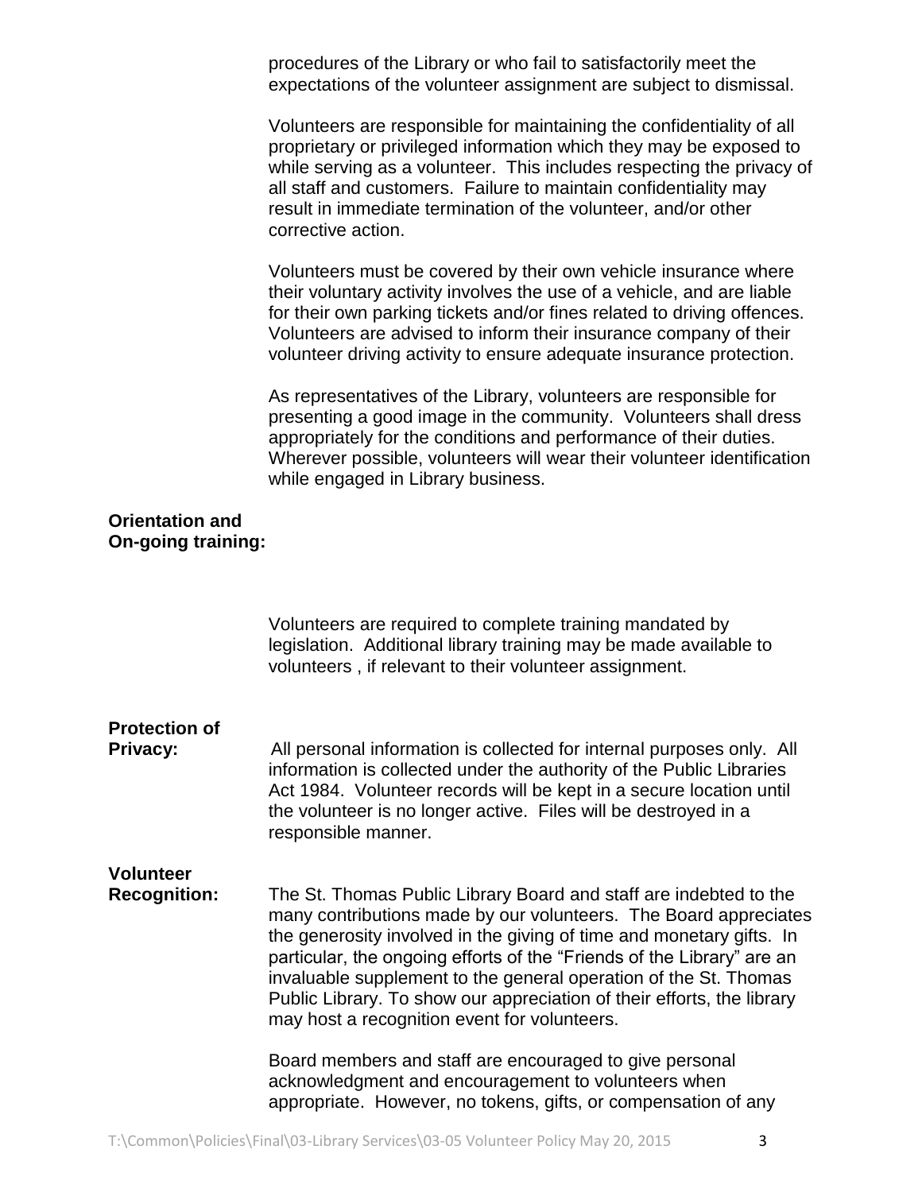procedures of the Library or who fail to satisfactorily meet the expectations of the volunteer assignment are subject to dismissal.

Volunteers are responsible for maintaining the confidentiality of all proprietary or privileged information which they may be exposed to while serving as a volunteer. This includes respecting the privacy of all staff and customers. Failure to maintain confidentiality may result in immediate termination of the volunteer, and/or other corrective action.

Volunteers must be covered by their own vehicle insurance where their voluntary activity involves the use of a vehicle, and are liable for their own parking tickets and/or fines related to driving offences. Volunteers are advised to inform their insurance company of their volunteer driving activity to ensure adequate insurance protection.

As representatives of the Library, volunteers are responsible for presenting a good image in the community. Volunteers shall dress appropriately for the conditions and performance of their duties. Wherever possible, volunteers will wear their volunteer identification while engaged in Library business.

**Orientation and On-going training:**

Volunteers are required to complete training mandated by legislation. Additional library training may be made available to volunteers , if relevant to their volunteer assignment.

**Protection of Privacy:** All personal information is collected for internal purposes only. All information is collected under the authority of the Public Libraries Act 1984. Volunteer records will be kept in a secure location until the volunteer is no longer active. Files will be destroyed in a responsible manner.

**Volunteer Recognition:** The St. Thomas Public Library Board and staff are indebted to the many contributions made by our volunteers. The Board appreciates the generosity involved in the giving of time and monetary gifts. In particular, the ongoing efforts of the "Friends of the Library" are an invaluable supplement to the general operation of the St. Thomas Public Library. To show our appreciation of their efforts, the library may host a recognition event for volunteers.

Board members and staff are encouraged to give personal acknowledgment and encouragement to volunteers when appropriate. However, no tokens, gifts, or compensation of any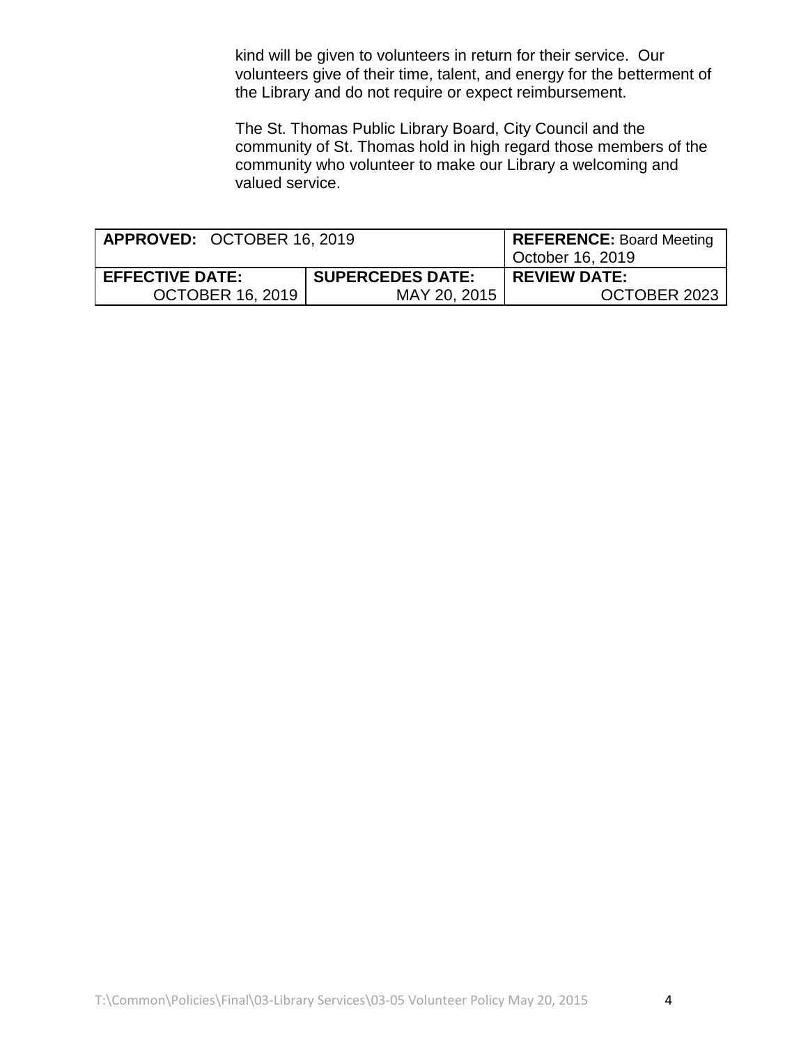kind will be given to volunteers in return for their service. Our volunteers give of their time, talent, and energy for the betterment of the Library and do not require or expect reimbursement.

The St. Thomas Public Library Board, City Council and the community of St. Thomas hold in high regard those members of the community who volunteer to make our Library a welcoming and valued service.

| | | |
|---|---|---|
| **APPROVED:** OCTOBER 16, 2019 | | **REFERENCE:** Board Meeting October 16, 2019 |
| **EFFECTIVE DATE:** OCTOBER 16, 2019 | **SUPERCEDES DATE:** MAY 20, 2015 | **REVIEW DATE:** OCTOBER 2023 |